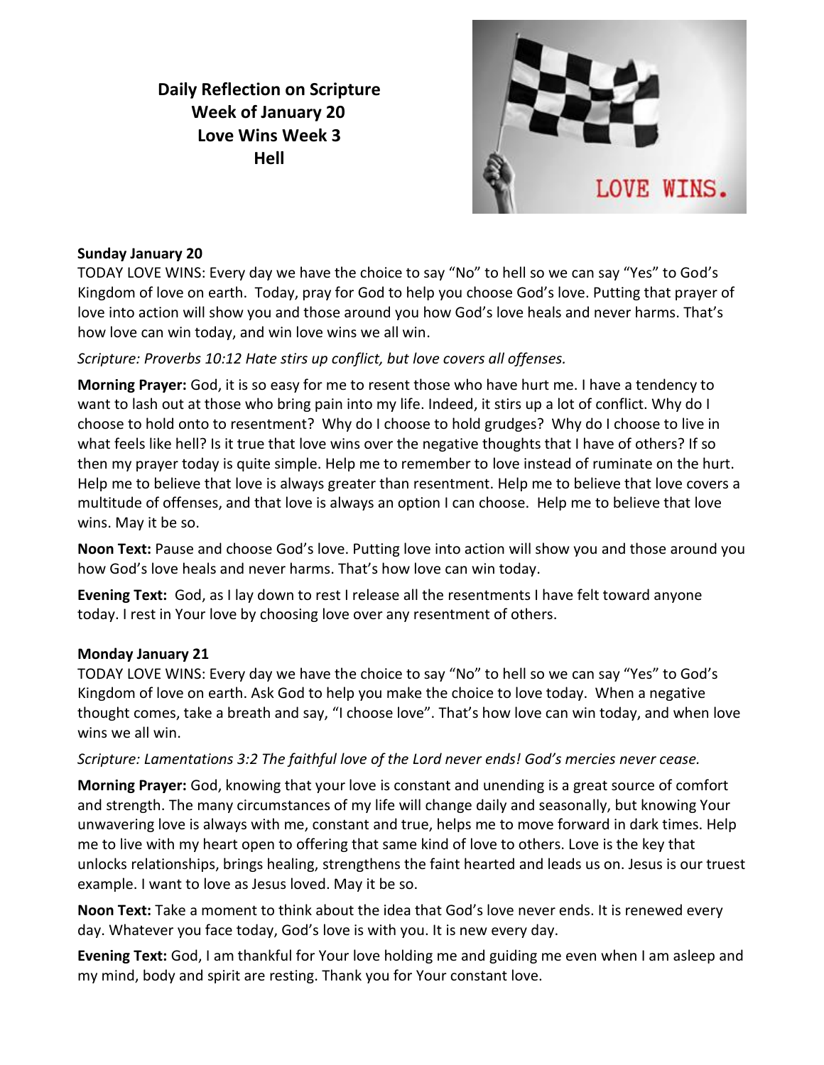**Daily Reflection on Scripture**
**Week of January 20**
**Love Wins Week 3**
**Hell**

**Sunday January 20**

TODAY LOVE WINS: Every day we have the choice to say "No" to hell so we can say "Yes" to God's Kingdom of love on earth. Today, pray for God to help you choose God's love. Putting that prayer of love into action will show you and those around you how God's love heals and never harms. That's how love can win today, and win love wins we all win.

*Scripture: Proverbs 10:12 Hate stirs up conflict, but love covers all offenses.*

**Morning Prayer:** God, it is so easy for me to resent those who have hurt me. I have a tendency to want to lash out at those who bring pain into my life. Indeed, it stirs up a lot of conflict. Why do I choose to hold onto to resentment? Why do I choose to hold grudges? Why do I choose to live in what feels like hell? Is it true that love wins over the negative thoughts that I have of others? If so then my prayer today is quite simple. Help me to remember to love instead of ruminate on the hurt. Help me to believe that love is always greater than resentment. Help me to believe that love covers a multitude of offenses, and that love is always an option I can choose. Help me to believe that love wins. May it be so.

**Noon Text:** Pause and choose God's love. Putting love into action will show you and those around you how God's love heals and never harms. That's how love can win today.

**Evening Text:** God, as I lay down to rest I release all the resentments I have felt toward anyone today. I rest in Your love by choosing love over any resentment of others.

**Monday January 21**

TODAY LOVE WINS: Every day we have the choice to say "No" to hell so we can say "Yes" to God's Kingdom of love on earth. Ask God to help you make the choice to love today. When a negative thought comes, take a breath and say, "I choose love". That's how love can win today, and when love wins we all win.

*Scripture: Lamentations 3:2 The faithful love of the Lord never ends! God's mercies never cease.*

**Morning Prayer:** God, knowing that your love is constant and unending is a great source of comfort and strength. The many circumstances of my life will change daily and seasonally, but knowing Your unwavering love is always with me, constant and true, helps me to move forward in dark times. Help me to live with my heart open to offering that same kind of love to others. Love is the key that unlocks relationships, brings healing, strengthens the faint hearted and leads us on. Jesus is our truest example. I want to love as Jesus loved. May it be so.

**Noon Text:** Take a moment to think about the idea that God's love never ends. It is renewed every day. Whatever you face today, God's love is with you. It is new every day.

**Evening Text:** God, I am thankful for Your love holding me and guiding me even when I am asleep and my mind, body and spirit are resting. Thank you for Your constant love.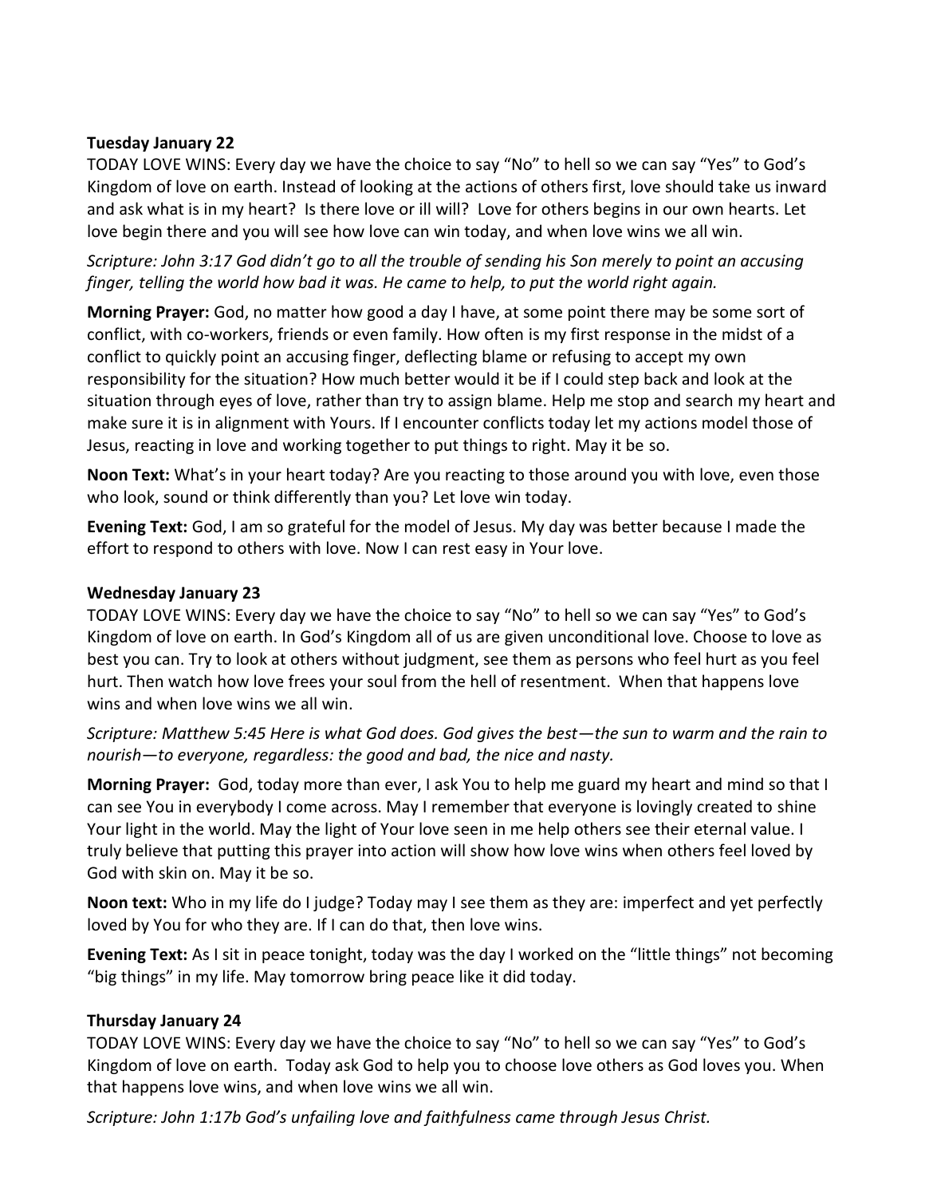**Tuesday January 22**

TODAY LOVE WINS: Every day we have the choice to say "No" to hell so we can say "Yes" to God's Kingdom of love on earth. Instead of looking at the actions of others first, love should take us inward and ask what is in my heart? Is there love or ill will? Love for others begins in our own hearts. Let love begin there and you will see how love can win today, and when love wins we all win.

*Scripture: John 3:17 God didn't go to all the trouble of sending his Son merely to point an accusing finger, telling the world how bad it was. He came to help, to put the world right again.*

**Morning Prayer:** God, no matter how good a day I have, at some point there may be some sort of conflict, with co-workers, friends or even family. How often is my first response in the midst of a conflict to quickly point an accusing finger, deflecting blame or refusing to accept my own responsibility for the situation? How much better would it be if I could step back and look at the situation through eyes of love, rather than try to assign blame. Help me stop and search my heart and make sure it is in alignment with Yours. If I encounter conflicts today let my actions model those of Jesus, reacting in love and working together to put things to right. May it be so.

**Noon Text:** What's in your heart today? Are you reacting to those around you with love, even those who look, sound or think differently than you? Let love win today.

**Evening Text:** God, I am so grateful for the model of Jesus. My day was better because I made the effort to respond to others with love. Now I can rest easy in Your love.

**Wednesday January 23**

TODAY LOVE WINS: Every day we have the choice to say "No" to hell so we can say "Yes" to God's Kingdom of love on earth. In God's Kingdom all of us are given unconditional love. Choose to love as best you can. Try to look at others without judgment, see them as persons who feel hurt as you feel hurt. Then watch how love frees your soul from the hell of resentment. When that happens love wins and when love wins we all win.

*Scripture: Matthew 5:45 Here is what God does. God gives the best—the sun to warm and the rain to nourish—to everyone, regardless: the good and bad, the nice and nasty.*

**Morning Prayer:** God, today more than ever, I ask You to help me guard my heart and mind so that I can see You in everybody I come across. May I remember that everyone is lovingly created to shine Your light in the world. May the light of Your love seen in me help others see their eternal value. I truly believe that putting this prayer into action will show how love wins when others feel loved by God with skin on. May it be so.

**Noon text:** Who in my life do I judge? Today may I see them as they are: imperfect and yet perfectly loved by You for who they are. If I can do that, then love wins.

**Evening Text:** As I sit in peace tonight, today was the day I worked on the "little things" not becoming "big things" in my life. May tomorrow bring peace like it did today.

**Thursday January 24**

TODAY LOVE WINS: Every day we have the choice to say "No" to hell so we can say "Yes" to God's Kingdom of love on earth. Today ask God to help you to choose love others as God loves you. When that happens love wins, and when love wins we all win.

*Scripture: John 1:17b God's unfailing love and faithfulness came through Jesus Christ.*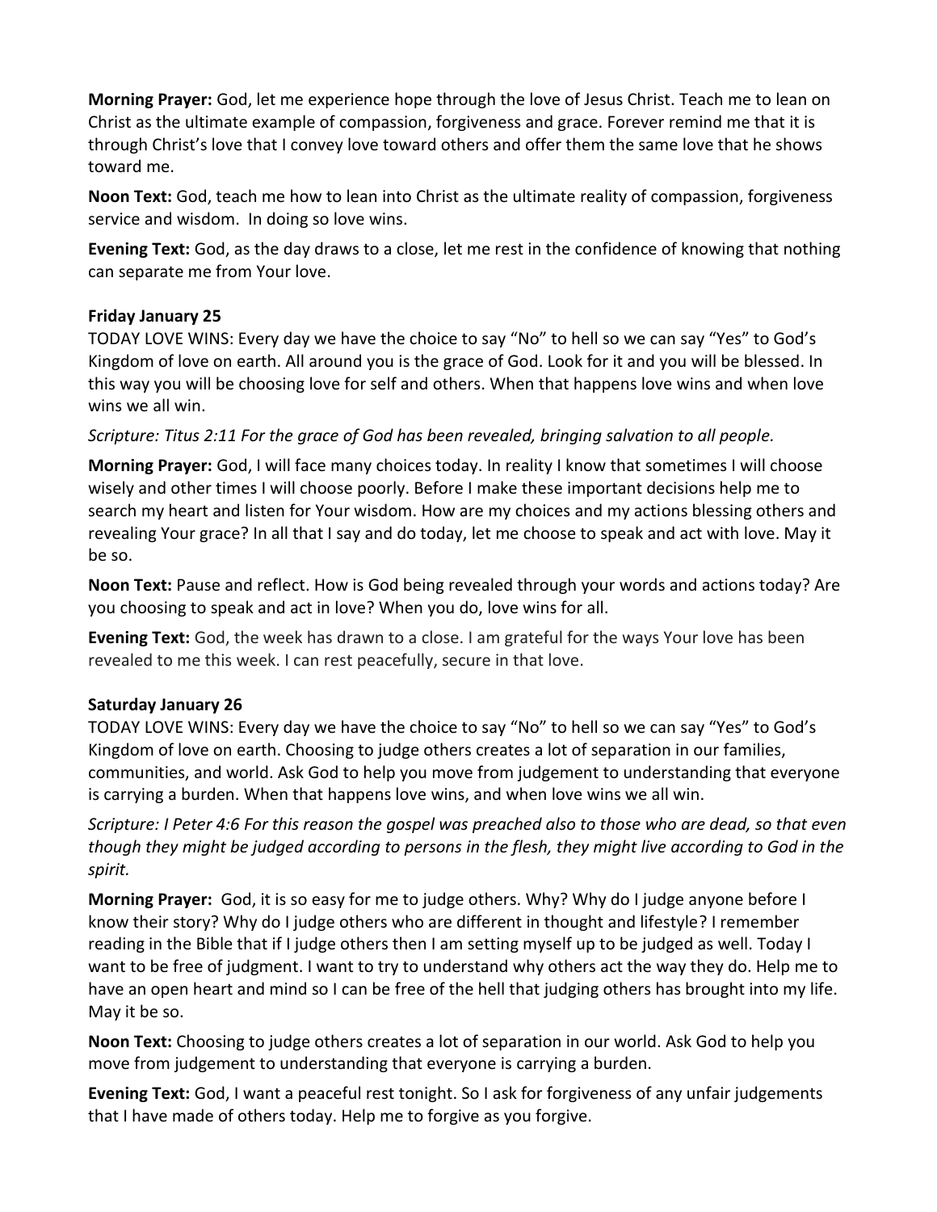**Morning Prayer:** God, let me experience hope through the love of Jesus Christ. Teach me to lean on Christ as the ultimate example of compassion, forgiveness and grace. Forever remind me that it is through Christ's love that I convey love toward others and offer them the same love that he shows toward me.

**Noon Text:** God, teach me how to lean into Christ as the ultimate reality of compassion, forgiveness service and wisdom. In doing so love wins.

**Evening Text:** God, as the day draws to a close, let me rest in the confidence of knowing that nothing can separate me from Your love.

**Friday January 25**

TODAY LOVE WINS: Every day we have the choice to say "No" to hell so we can say "Yes" to God's Kingdom of love on earth. All around you is the grace of God. Look for it and you will be blessed. In this way you will be choosing love for self and others. When that happens love wins and when love wins we all win.

*Scripture: Titus 2:11 For the grace of God has been revealed, bringing salvation to all people.*

**Morning Prayer:** God, I will face many choices today. In reality I know that sometimes I will choose wisely and other times I will choose poorly. Before I make these important decisions help me to search my heart and listen for Your wisdom. How are my choices and my actions blessing others and revealing Your grace? In all that I say and do today, let me choose to speak and act with love. May it be so.

**Noon Text:** Pause and reflect. How is God being revealed through your words and actions today? Are you choosing to speak and act in love? When you do, love wins for all.

**Evening Text:** God, the week has drawn to a close. I am grateful for the ways Your love has been revealed to me this week. I can rest peacefully, secure in that love.

**Saturday January 26**

TODAY LOVE WINS: Every day we have the choice to say "No" to hell so we can say "Yes" to God's Kingdom of love on earth. Choosing to judge others creates a lot of separation in our families, communities, and world. Ask God to help you move from judgement to understanding that everyone is carrying a burden. When that happens love wins, and when love wins we all win.

*Scripture: I Peter 4:6 For this reason the gospel was preached also to those who are dead, so that even though they might be judged according to persons in the flesh, they might live according to God in the spirit.*

**Morning Prayer:** God, it is so easy for me to judge others. Why? Why do I judge anyone before I know their story? Why do I judge others who are different in thought and lifestyle? I remember reading in the Bible that if I judge others then I am setting myself up to be judged as well. Today I want to be free of judgment. I want to try to understand why others act the way they do. Help me to have an open heart and mind so I can be free of the hell that judging others has brought into my life. May it be so.

**Noon Text:** Choosing to judge others creates a lot of separation in our world. Ask God to help you move from judgement to understanding that everyone is carrying a burden.

**Evening Text:** God, I want a peaceful rest tonight. So I ask for forgiveness of any unfair judgements that I have made of others today. Help me to forgive as you forgive.